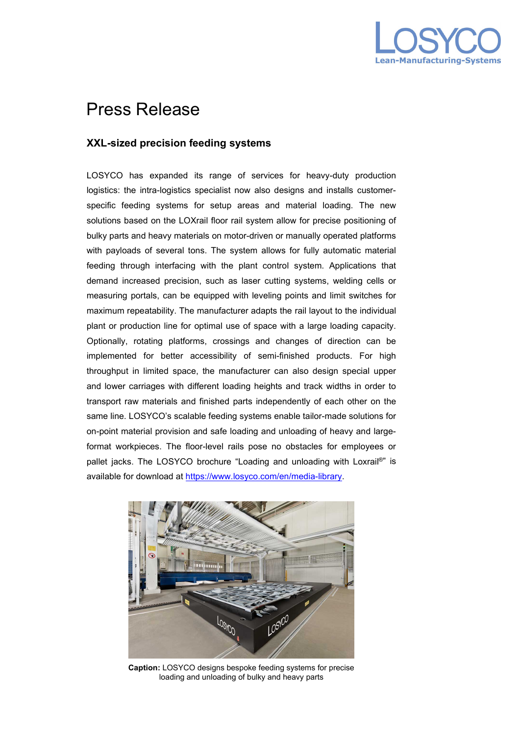# Press Release

## XXL-sized precision feeding systems

LOSYCO has expanded its range of services for heavy-duty production logistics: the intra-logistics specialist now also designs and installs customer-specific feeding systems for setup areas and material loading. The new solutions based on the LOXrail floor rail system allow for precise positioning of bulky parts and heavy materials on motor-driven or manually operated platforms with payloads of several tons. The system allows for fully automatic material feeding through interfacing with the plant control system. Applications that demand increased precision, such as laser cutting systems, welding cells or measuring portals, can be equipped with leveling points and limit switches for maximum repeatability. The manufacturer adapts the rail layout to the individual plant or production line for optimal use of space with a large loading capacity. Optionally, rotating platforms, crossings and changes of direction can be implemented for better accessibility of semi-finished products. For high throughput in limited space, the manufacturer can also design special upper and lower carriages with different loading heights and track widths in order to transport raw materials and finished parts independently of each other on the same line. LOSYCO's scalable feeding systems enable tailor-made solutions for on-point material provision and safe loading and unloading of heavy and large-format workpieces. The floor-level rails pose no obstacles for employees or pallet jacks. The LOSYCO brochure "Loading and unloading with Loxrail®" is available for download at https://www.losyco.com/en/media-library.

**Caption:** LOSYCO designs bespoke feeding systems for precise loading and unloading of bulky and heavy parts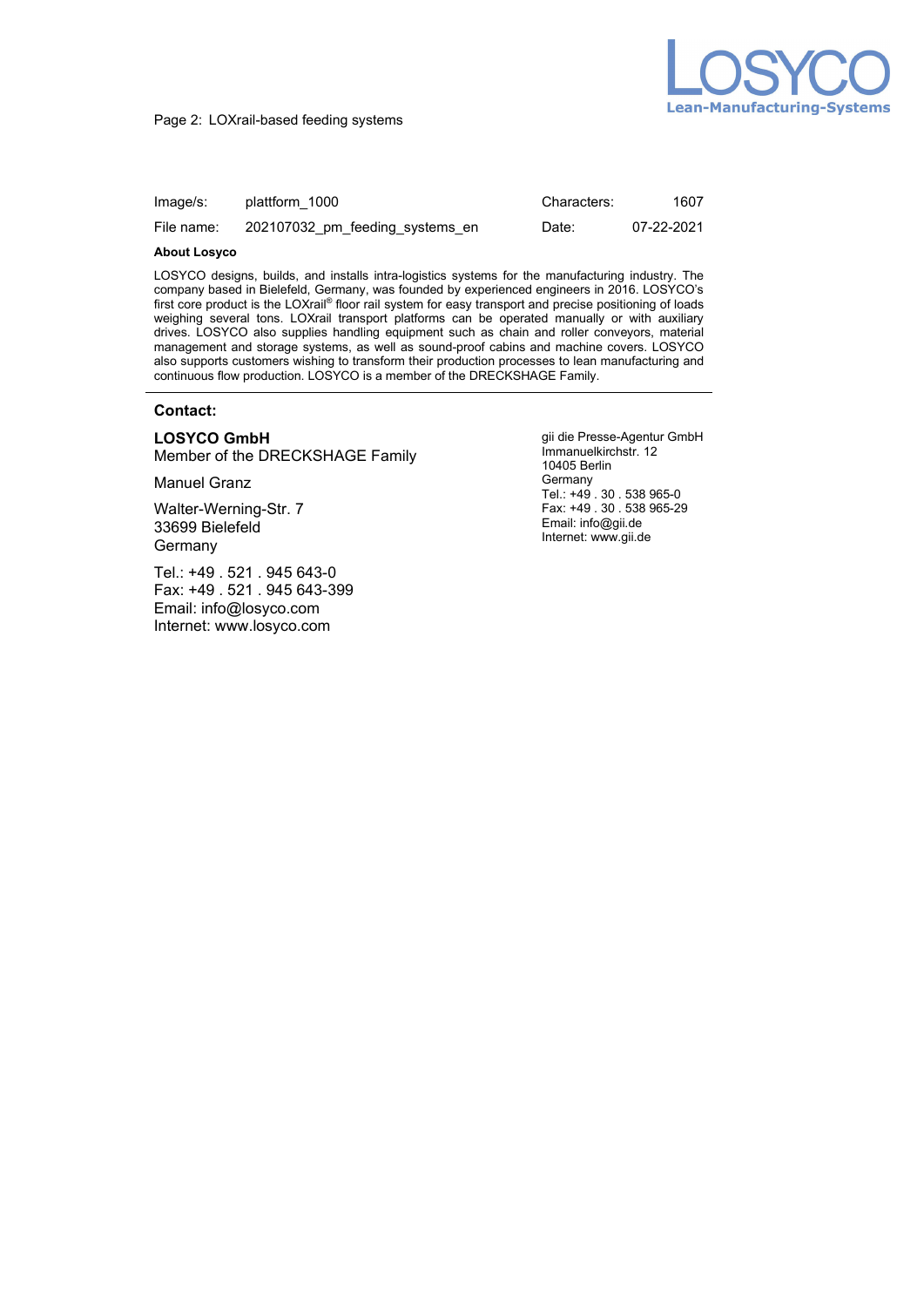| | | | |
|---|---|---|---|
| Image/s: | plattform_1000 | Characters: | 1607 |
| File name: | 202107032_pm_feeding_systems_en | Date: | 07-22-2021 |

**About Losyco**

LOSYCO designs, builds, and installs intra-logistics systems for the manufacturing industry. The company based in Bielefeld, Germany, was founded by experienced engineers in 2016. LOSYCO's first core product is the LOXrail® floor rail system for easy transport and precise positioning of loads weighing several tons. LOXrail transport platforms can be operated manually or with auxiliary drives. LOSYCO also supplies handling equipment such as chain and roller conveyors, material management and storage systems, as well as sound-proof cabins and machine covers. LOSYCO also supports customers wishing to transform their production processes to lean manufacturing and continuous flow production. LOSYCO is a member of the DRECKSHAGE Family.

---

**Contact:**

**LOSYCO GmbH**
Member of the DRECKSHAGE Family

Manuel Granz

Walter-Werning-Str. 7
33699 Bielefeld
Germany

Tel.: +49 . 521 . 945 643-0
Fax: +49 . 521 . 945 643-399
Email: info@losyco.com
Internet: www.losyco.com

gii die Presse-Agentur GmbH
Immanuelkirchstr. 12
10405 Berlin
Germany
Tel.: +49 . 30 . 538 965-0
Fax: +49 . 30 . 538 965-29
Email: info@gii.de
Internet: www.gii.de